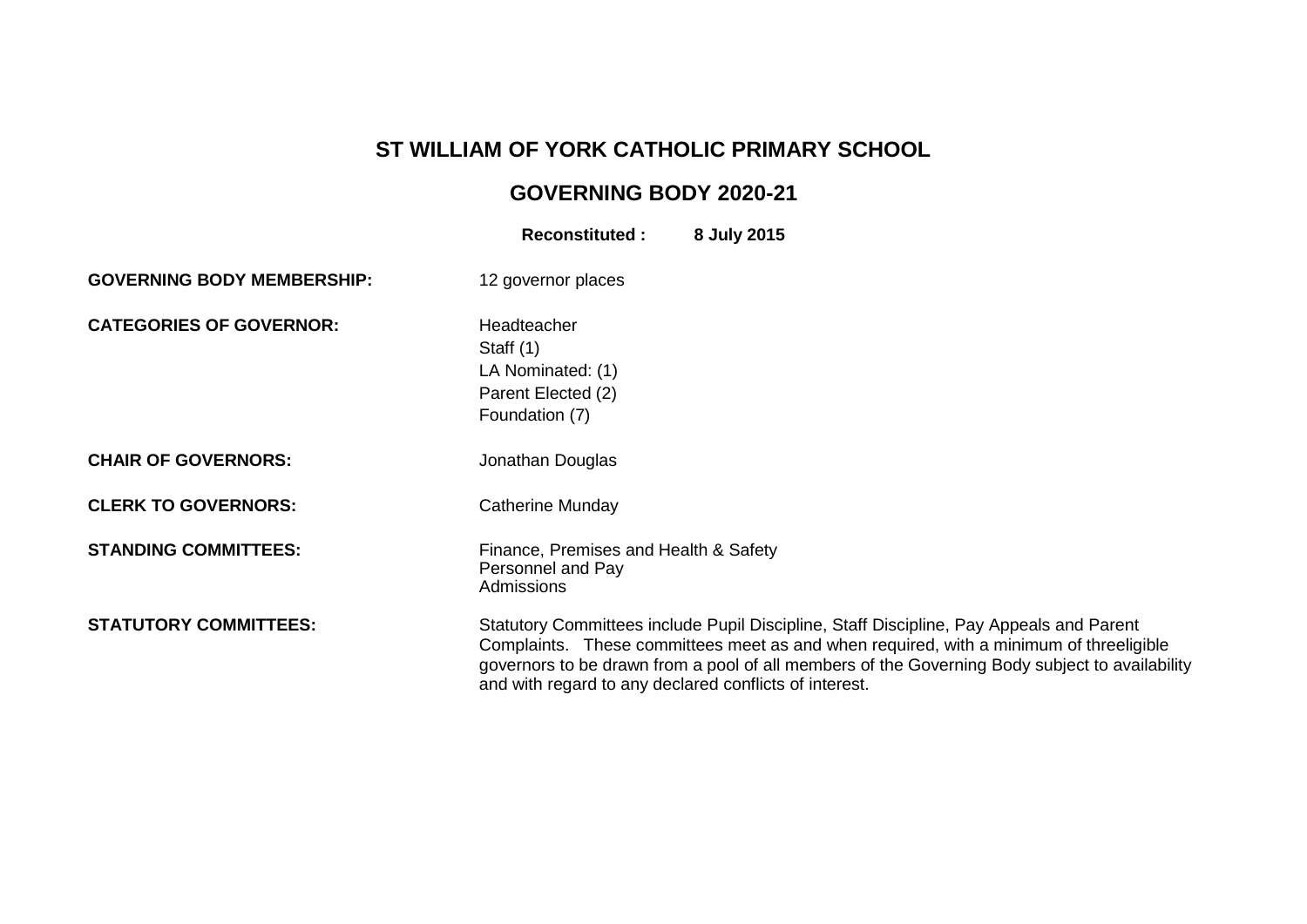# ST WILLIAM OF YORK CATHOLIC PRIMARY SCHOOL

## GOVERNING BODY 2020-21

**Reconstituted : 8 July 2015**

**GOVERNING BODY MEMBERSHIP:** 12 governor places

**CATEGORIES OF GOVERNOR:**
Headteacher
Staff (1)
LA Nominated: (1)
Parent Elected (2)
Foundation (7)

**CHAIR OF GOVERNORS:** Jonathan Douglas

**CLERK TO GOVERNORS:** Catherine Munday

**STANDING COMMITTEES:**
Finance, Premises and Health & Safety
Personnel and Pay
Admissions

**STATUTORY COMMITTEES:** Statutory Committees include Pupil Discipline, Staff Discipline, Pay Appeals and Parent Complaints. These committees meet as and when required, with a minimum of threeligible governors to be drawn from a pool of all members of the Governing Body subject to availability and with regard to any declared conflicts of interest.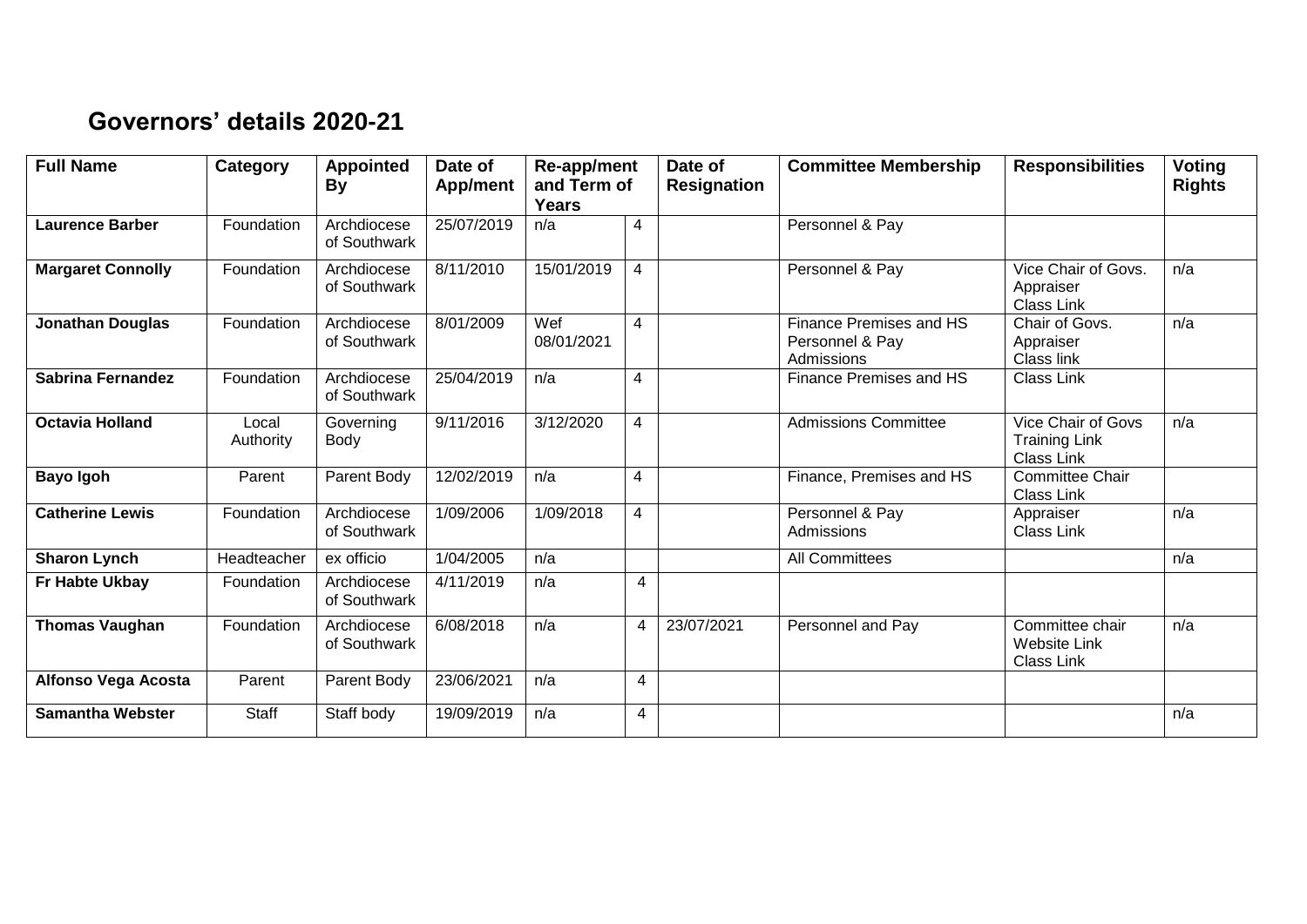## Governors' details 2020-21

| Full Name | Category | Appointed By | Date of App/ment | Re-app/ment and Term of Years | | Date of Resignation | Committee Membership | Responsibilities | Voting Rights |
|---|---|---|---|---|---|---|---|---|---|
| **Laurence Barber** | Foundation | Archdiocese of Southwark | 25/07/2019 | n/a | 4 | | Personnel & Pay | | |
| **Margaret Connolly** | Foundation | Archdiocese of Southwark | 8/11/2010 | 15/01/2019 | 4 | | Personnel & Pay | Vice Chair of Govs.<br>Appraiser<br>Class Link | n/a |
| **Jonathan Douglas** | Foundation | Archdiocese of Southwark | 8/01/2009 | Wef 08/01/2021 | 4 | | Finance Premises and HS<br>Personnel & Pay<br>Admissions | Chair of Govs.<br>Appraiser<br>Class link | n/a |
| **Sabrina Fernandez** | Foundation | Archdiocese of Southwark | 25/04/2019 | n/a | 4 | | Finance Premises and HS | Class Link | |
| **Octavia Holland** | Local Authority | Governing Body | 9/11/2016 | 3/12/2020 | 4 | | Admissions Committee | Vice Chair of Govs<br>Training Link<br>Class Link | n/a |
| **Bayo Igoh** | Parent | Parent Body | 12/02/2019 | n/a | 4 | | Finance, Premises and HS | Committee Chair<br>Class Link | |
| **Catherine Lewis** | Foundation | Archdiocese of Southwark | 1/09/2006 | 1/09/2018 | 4 | | Personnel & Pay<br>Admissions | Appraiser<br>Class Link | n/a |
| **Sharon Lynch** | Headteacher | ex officio | 1/04/2005 | n/a | | | All Committees | | n/a |
| **Fr Habte Ukbay** | Foundation | Archdiocese of Southwark | 4/11/2019 | n/a | 4 | | | | |
| **Thomas Vaughan** | Foundation | Archdiocese of Southwark | 6/08/2018 | n/a | 4 | 23/07/2021 | Personnel and Pay | Committee chair<br>Website Link<br>Class Link | n/a |
| **Alfonso Vega Acosta** | Parent | Parent Body | 23/06/2021 | n/a | 4 | | | | |
| **Samantha Webster** | Staff | Staff body | 19/09/2019 | n/a | 4 | | | | n/a |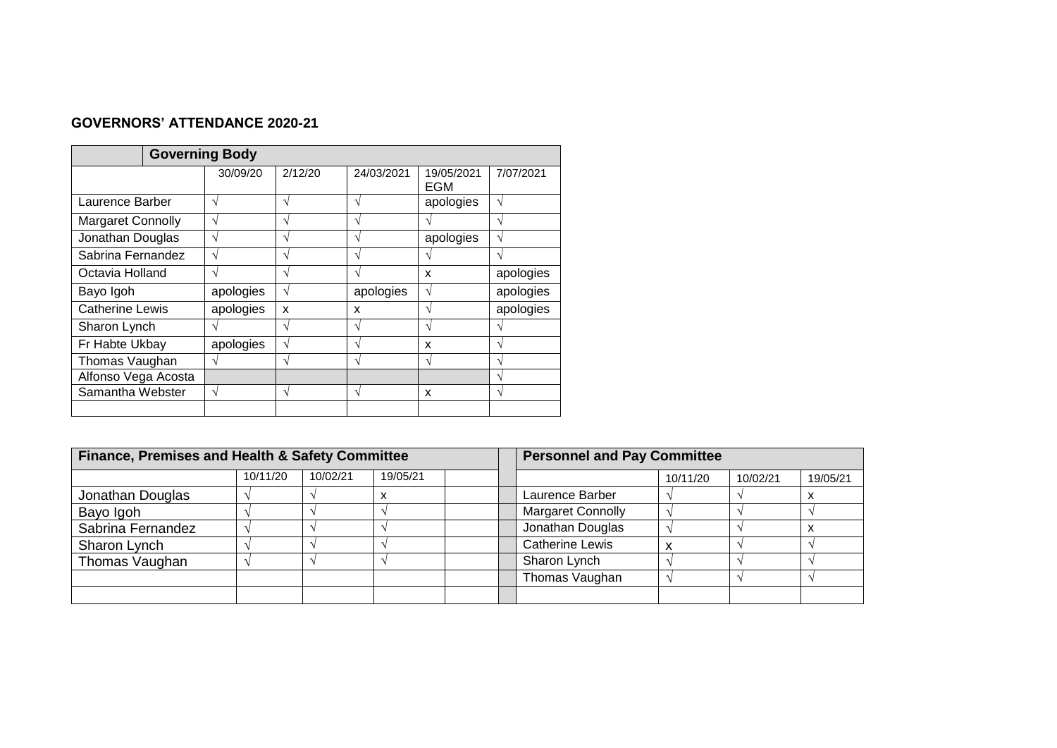## GOVERNORS' ATTENDANCE 2020-21

| Governing Body | 30/09/20 | 2/12/20 | 24/03/2021 | 19/05/2021 EGM | 7/07/2021 |
|---|---|---|---|---|---|
| Laurence Barber | √ | √ | √ | apologies | √ |
| Margaret Connolly | √ | √ | √ | √ | √ |
| Jonathan Douglas | √ | √ | √ | apologies | √ |
| Sabrina Fernandez | √ | √ | √ | √ | √ |
| Octavia Holland | √ | √ | √ | x | apologies |
| Bayo Igoh | apologies | √ | apologies | √ | apologies |
| Catherine Lewis | apologies | x | x | √ | apologies |
| Sharon Lynch | √ | √ | √ | √ | √ |
| Fr Habte Ukbay | apologies | √ | √ | x | √ |
| Thomas Vaughan | √ | √ | √ | √ | √ |
| Alfonso Vega Acosta | | | | | √ |
| Samantha Webster | √ | √ | √ | x | √ |
| | | | | | |

| Finance, Premises and Health & Safety Committee | 10/11/20 | 10/02/21 | 19/05/21 | |
|---|---|---|---|---|
| Jonathan Douglas | √ | √ | x | |
| Bayo Igoh | √ | √ | √ | |
| Sabrina Fernandez | √ | √ | √ | |
| Sharon Lynch | √ | √ | √ | |
| Thomas Vaughan | √ | √ | √ | |
| | | | | |
| | | | | |

| Personnel and Pay Committee | 10/11/20 | 10/02/21 | 19/05/21 |
|---|---|---|---|
| Laurence Barber | √ | √ | x |
| Margaret Connolly | √ | √ | √ |
| Jonathan Douglas | √ | √ | x |
| Catherine Lewis | x | √ | √ |
| Sharon Lynch | √ | √ | √ |
| Thomas Vaughan | √ | √ | √ |
| | | | |